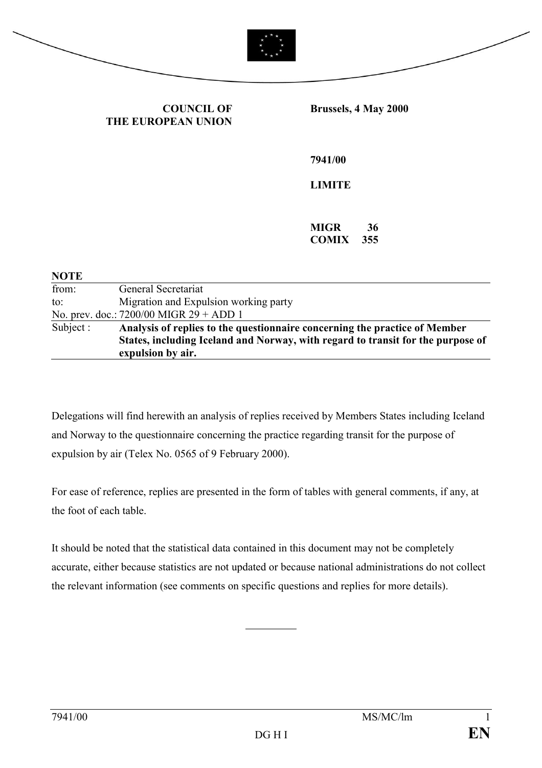**COUNCIL OF THE EUROPEAN UNION**

**Brussels, 4 May 2000**

**7941/00**

**LIMITE**

**MIGR 36**
**COMIX 355**

**NOTE**

| | |
|---|---|
| from: | General Secretariat |
| to: | Migration and Expulsion working party |
| No. prev. doc.: | 7200/00 MIGR 29 + ADD 1 |
| Subject : | **Analysis of replies to the questionnaire concerning the practice of Member States, including Iceland and Norway, with regard to transit for the purpose of expulsion by air.** |

Delegations will find herewith an analysis of replies received by Members States including Iceland and Norway to the questionnaire concerning the practice regarding transit for the purpose of expulsion by air (Telex No. 0565 of 9 February 2000).

For ease of reference, replies are presented in the form of tables with general comments, if any, at the foot of each table.

It should be noted that the statistical data contained in this document may not be completely accurate, either because statistics are not updated or because national administrations do not collect the relevant information (see comments on specific questions and replies for more details).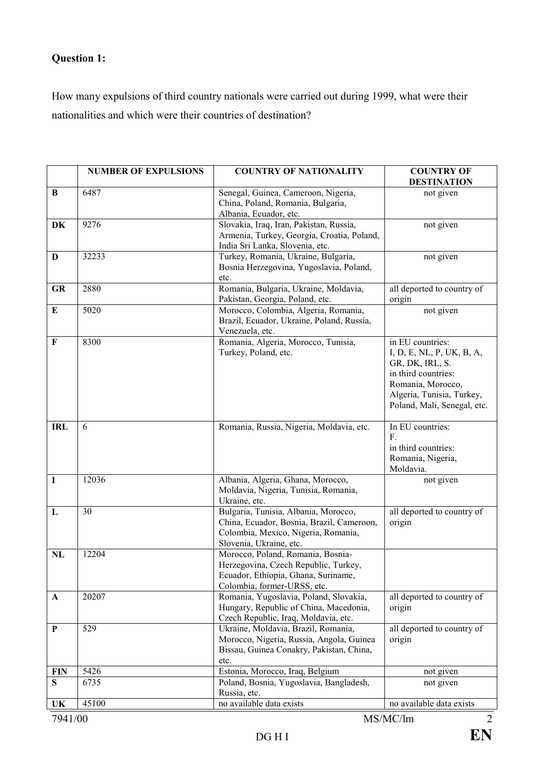**Question 1:**

How many expulsions of third country nationals were carried out during 1999, what were their nationalities and which were their countries of destination?

| | NUMBER OF EXPULSIONS | COUNTRY OF NATIONALITY | COUNTRY OF DESTINATION |
|---|---|---|---|
| **B** | 6487 | Senegal, Guinea, Cameroon, Nigeria, China, Poland, Romania, Bulgaria, Albania, Ecuador, etc. | not given |
| **DK** | 9276 | Slovakia, Iraq, Iran, Pakistan, Russia, Armenia, Turkey, Georgia, Croatia, Poland, India Sri Lanka, Slovenia, etc. | not given |
| **D** | 32233 | Turkey, Romania, Ukraine, Bulgaria, Bosnia Herzegovina, Yugoslavia, Poland, etc. | not given |
| **GR** | 2880 | Romania, Bulgaria, Ukraine, Moldavia, Pakistan, Georgia, Poland, etc. | all deported to country of origin |
| **E** | 5020 | Morocco, Colombia, Algeria, Romania, Brazil, Ecuador, Ukraine, Poland, Russia, Venezuela, etc. | not given |
| **F** | 8300 | Romania, Algeria, Morocco, Tunisia, Turkey, Poland, etc. | in EU countries: I, D, E, NL, P, UK, B, A, GR, DK, IRL, S. in third countries: Romania, Morocco, Algeria, Tunisia, Turkey, Poland, Mali, Senegal, etc. |
| **IRL** | 6 | Romania, Russia, Nigeria, Moldavia, etc. | In EU countries: F. in third countries: Romania, Nigeria, Moldavia. |
| **I** | 12036 | Albania, Algeria, Ghana, Morocco, Moldavia, Nigeria, Tunisia, Romania, Ukraine, etc. | not given |
| **L** | 30 | Bulgaria, Tunisia, Albania, Morocco, China, Ecuador, Bosnia, Brazil, Cameroon, Colombia, Mexico, Nigeria, Romania, Slovenia, Ukraine, etc. | all deported to country of origin |
| **NL** | 12204 | Morocco, Poland, Romania, Bosnia-Herzegovina, Czech Republic, Turkey, Ecuador, Ethiopia, Ghana, Suriname, Colombia, former-URSS, etc. | |
| **A** | 20207 | Romania, Yugoslavia, Poland, Slovakia, Hungary, Republic of China, Macedonia, Czech Republic, Iraq, Moldavia, etc. | all deported to country of origin |
| **P** | 529 | Ukraine, Moldavia, Brazil, Romania, Morocco, Nigeria, Russia, Angola, Guinea Bissau, Guinea Conakry, Pakistan, China, etc. | all deported to country of origin |
| **FIN** | 5426 | Estonia, Morocco, Iraq, Belgium | not given |
| **S** | 6735 | Poland, Bosnia, Yugoslavia, Bangladesh, Russia, etc. | not given |
| **UK** | 45100 | no available data exists | no available data exists |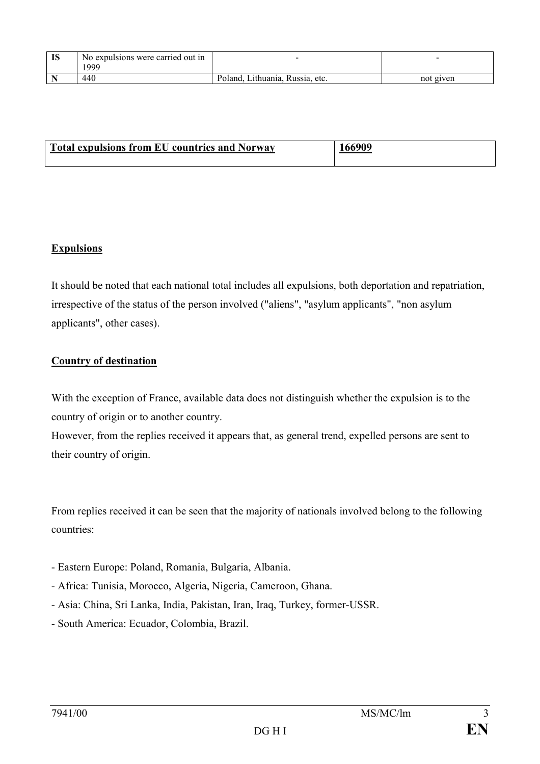| IS | No expulsions were carried out in 1999 | - | - |
|---|---|---|---|
| N | 440 | Poland, Lithuania, Russia, etc. | not given |

| **Total expulsions from EU countries and Norway** | **166909** |
|---|---|

**Expulsions**

It should be noted that each national total includes all expulsions, both deportation and repatriation, irrespective of the status of the person involved ("aliens", "asylum applicants", "non asylum applicants", other cases).

**Country of destination**

With the exception of France, available data does not distinguish whether the expulsion is to the country of origin or to another country.
However, from the replies received it appears that, as general trend, expelled persons are sent to their country of origin.

From replies received it can be seen that the majority of nationals involved belong to the following countries:

- Eastern Europe: Poland, Romania, Bulgaria, Albania.
- Africa: Tunisia, Morocco, Algeria, Nigeria, Cameroon, Ghana.
- Asia: China, Sri Lanka, India, Pakistan, Iran, Iraq, Turkey, former-USSR.
- South America: Ecuador, Colombia, Brazil.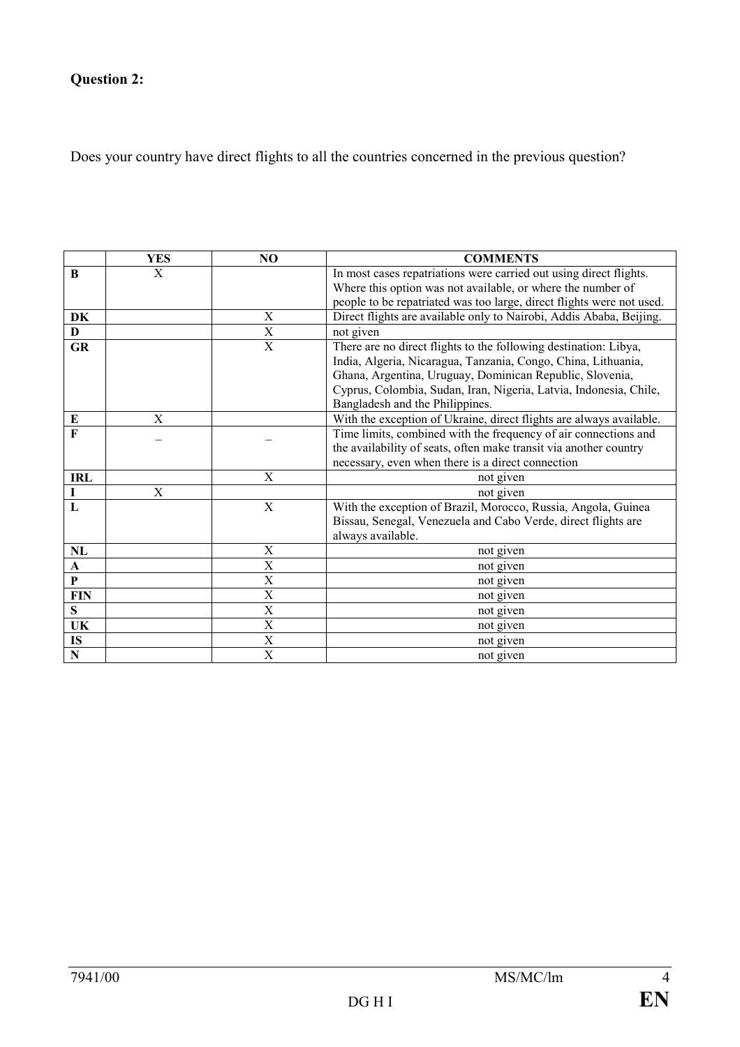**Question 2:**

Does your country have direct flights to all the countries concerned in the previous question?

|  | YES | NO | COMMENTS |
|---|---|---|---|
| **B** | X |  | In most cases repatriations were carried out using direct flights. Where this option was not available, or where the number of people to be repatriated was too large, direct flights were not used. |
| **DK** |  | X | Direct flights are available only to Nairobi, Addis Ababa, Beijing. |
| **D** |  | X | not given |
| **GR** |  | X | There are no direct flights to the following destination: Libya, India, Algeria, Nicaragua, Tanzania, Congo, China, Lithuania, Ghana, Argentina, Uruguay, Dominican Republic, Slovenia, Cyprus, Colombia, Sudan, Iran, Nigeria, Latvia, Indonesia, Chile, Bangladesh and the Philippines. |
| **E** | X |  | With the exception of Ukraine, direct flights are always available. |
| **F** | – | – | Time limits, combined with the frequency of air connections and the availability of seats, often make transit via another country necessary, even when there is a direct connection |
| **IRL** |  | X | not given |
| **I** | X |  | not given |
| **L** |  | X | With the exception of Brazil, Morocco, Russia, Angola, Guinea Bissau, Senegal, Venezuela and Cabo Verde, direct flights are always available. |
| **NL** |  | X | not given |
| **A** |  | X | not given |
| **P** |  | X | not given |
| **FIN** |  | X | not given |
| **S** |  | X | not given |
| **UK** |  | X | not given |
| **IS** |  | X | not given |
| **N** |  | X | not given |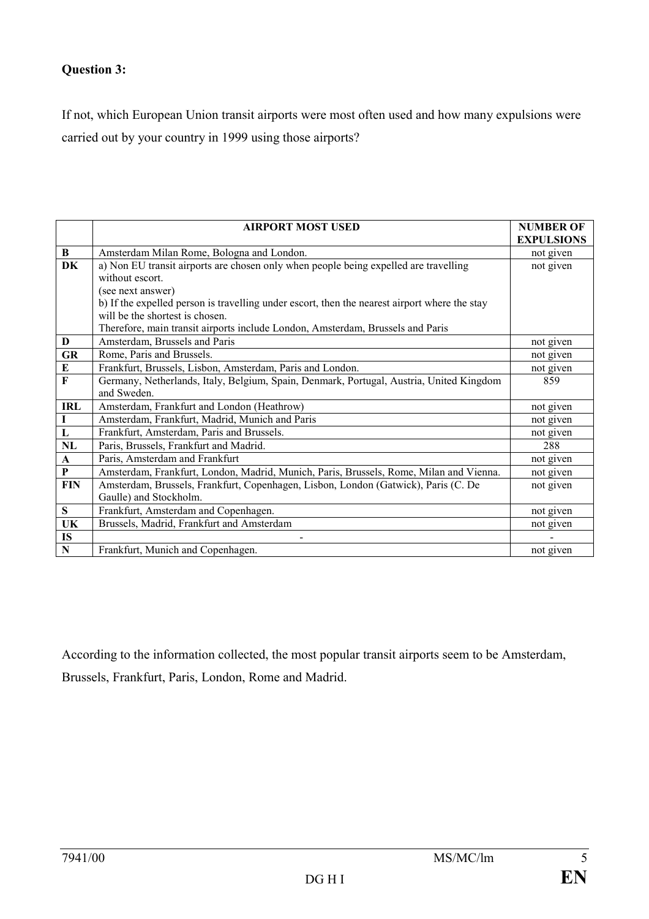**Question 3:**

If not, which European Union transit airports were most often used and how many expulsions were carried out by your country in 1999 using those airports?

| | AIRPORT MOST USED | NUMBER OF EXPULSIONS |
|---|---|---|
| **B** | Amsterdam Milan Rome, Bologna and London. | not given |
| **DK** | a) Non EU transit airports are chosen only when people being expelled are travelling without escort.<br>(see next answer)<br>b) If the expelled person is travelling under escort, then the nearest airport where the stay will be the shortest is chosen.<br>Therefore, main transit airports include London, Amsterdam, Brussels and Paris | not given |
| **D** | Amsterdam, Brussels and Paris | not given |
| **GR** | Rome, Paris and Brussels. | not given |
| **E** | Frankfurt, Brussels, Lisbon, Amsterdam, Paris and London. | not given |
| **F** | Germany, Netherlands, Italy, Belgium, Spain, Denmark, Portugal, Austria, United Kingdom and Sweden. | 859 |
| **IRL** | Amsterdam, Frankfurt and London (Heathrow) | not given |
| **I** | Amsterdam, Frankfurt, Madrid, Munich and Paris | not given |
| **L** | Frankfurt, Amsterdam, Paris and Brussels. | not given |
| **NL** | Paris, Brussels, Frankfurt and Madrid. | 288 |
| **A** | Paris, Amsterdam and Frankfurt | not given |
| **P** | Amsterdam, Frankfurt, London, Madrid, Munich, Paris, Brussels, Rome, Milan and Vienna. | not given |
| **FIN** | Amsterdam, Brussels, Frankfurt, Copenhagen, Lisbon, London (Gatwick), Paris (C. De Gaulle) and Stockholm. | not given |
| **S** | Frankfurt, Amsterdam and Copenhagen. | not given |
| **UK** | Brussels, Madrid, Frankfurt and Amsterdam | not given |
| **IS** | - | - |
| **N** | Frankfurt, Munich and Copenhagen. | not given |

According to the information collected, the most popular transit airports seem to be Amsterdam, Brussels, Frankfurt, Paris, London, Rome and Madrid.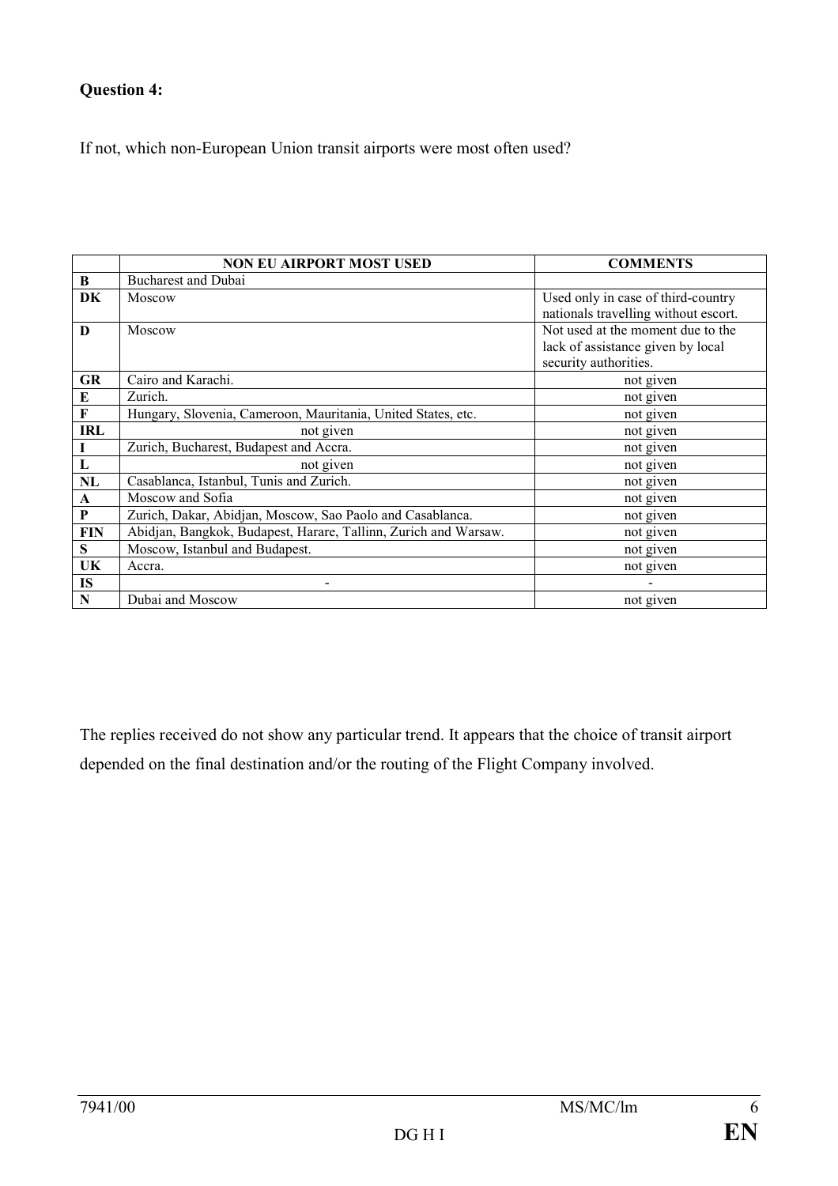**Question 4:**

If not, which non-European Union transit airports were most often used?

| | NON EU AIRPORT MOST USED | COMMENTS |
|---|---|---|
| **B** | Bucharest and Dubai | |
| **DK** | Moscow | Used only in case of third-country nationals travelling without escort. |
| **D** | Moscow | Not used at the moment due to the lack of assistance given by local security authorities. |
| **GR** | Cairo and Karachi. | not given |
| **E** | Zurich. | not given |
| **F** | Hungary, Slovenia, Cameroon, Mauritania, United States, etc. | not given |
| **IRL** | not given | not given |
| **I** | Zurich, Bucharest, Budapest and Accra. | not given |
| **L** | not given | not given |
| **NL** | Casablanca, Istanbul, Tunis and Zurich. | not given |
| **A** | Moscow and Sofia | not given |
| **P** | Zurich, Dakar, Abidjan, Moscow, Sao Paolo and Casablanca. | not given |
| **FIN** | Abidjan, Bangkok, Budapest, Harare, Tallinn, Zurich and Warsaw. | not given |
| **S** | Moscow, Istanbul and Budapest. | not given |
| **UK** | Accra. | not given |
| **IS** | - | - |
| **N** | Dubai and Moscow | not given |

The replies received do not show any particular trend. It appears that the choice of transit airport depended on the final destination and/or the routing of the Flight Company involved.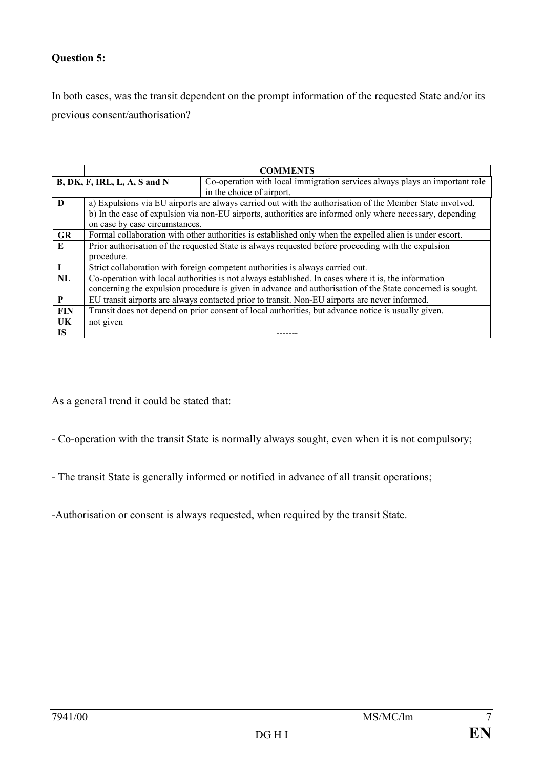**Question 5:**

In both cases, was the transit dependent on the prompt information of the requested State and/or its previous consent/authorisation?

| | COMMENTS |
|---|---|
| **B, DK, F, IRL, L, A, S and N** | Co-operation with local immigration services always plays an important role in the choice of airport. |
| **D** | a) Expulsions via EU airports are always carried out with the authorisation of the Member State involved. b) In the case of expulsion via non-EU airports, authorities are informed only where necessary, depending on case by case circumstances. |
| **GR** | Formal collaboration with other authorities is established only when the expelled alien is under escort. |
| **E** | Prior authorisation of the requested State is always requested before proceeding with the expulsion procedure. |
| **I** | Strict collaboration with foreign competent authorities is always carried out. |
| **NL** | Co-operation with local authorities is not always established. In cases where it is, the information concerning the expulsion procedure is given in advance and authorisation of the State concerned is sought. |
| **P** | EU transit airports are always contacted prior to transit. Non-EU airports are never informed. |
| **FIN** | Transit does not depend on prior consent of local authorities, but advance notice is usually given. |
| **UK** | not given |
| **IS** | ------- |

As a general trend it could be stated that:

- Co-operation with the transit State is normally always sought, even when it is not compulsory;

- The transit State is generally informed or notified in advance of all transit operations;

-Authorisation or consent is always requested, when required by the transit State.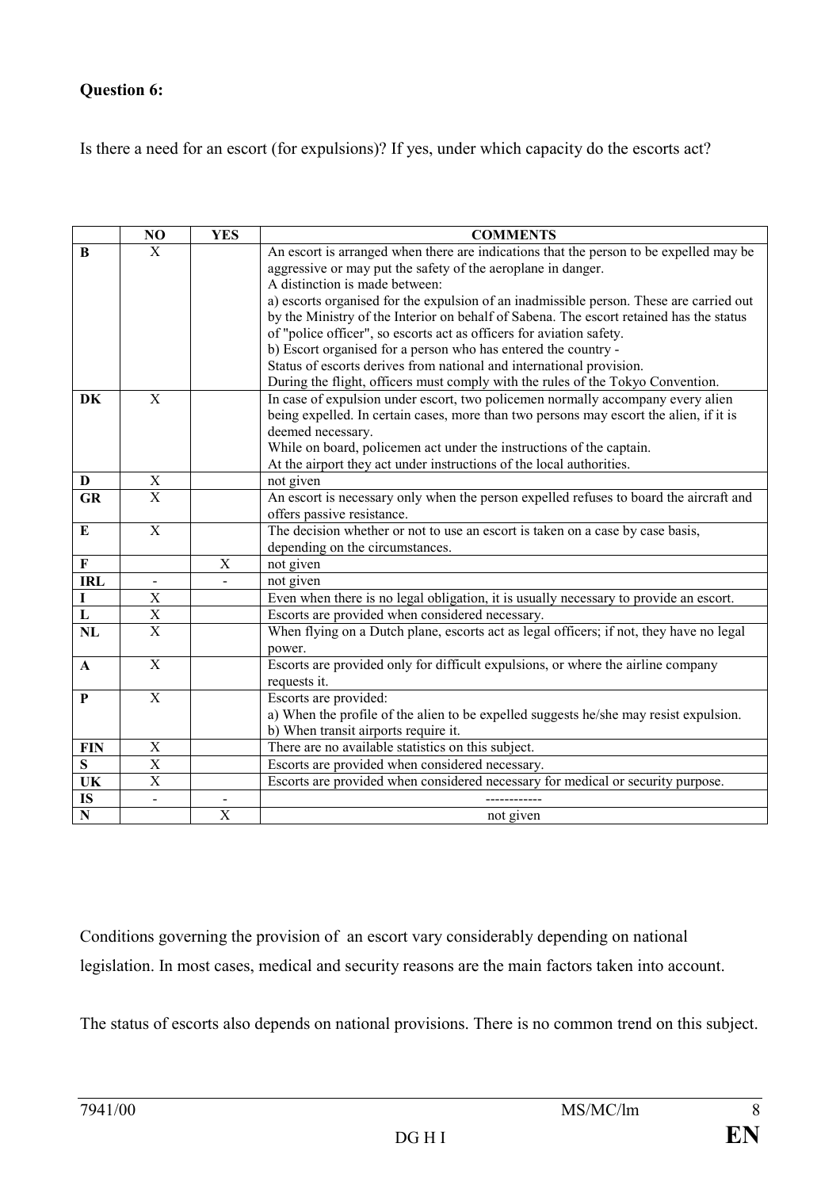**Question 6:**

Is there a need for an escort (for expulsions)? If yes, under which capacity do the escorts act?

| | NO | YES | COMMENTS |
|---|---|---|---|
| **B** | X | | An escort is arranged when there are indications that the person to be expelled may be aggressive or may put the safety of the aeroplane in danger.<br>A distinction is made between:<br>a) escorts organised for the expulsion of an inadmissible person. These are carried out by the Ministry of the Interior on behalf of Sabena. The escort retained has the status of "police officer", so escorts act as officers for aviation safety.<br>b) Escort organised for a person who has entered the country -<br>Status of escorts derives from national and international provision.<br>During the flight, officers must comply with the rules of the Tokyo Convention. |
| **DK** | X | | In case of expulsion under escort, two policemen normally accompany every alien being expelled. In certain cases, more than two persons may escort the alien, if it is deemed necessary.<br>While on board, policemen act under the instructions of the captain.<br>At the airport they act under instructions of the local authorities. |
| **D** | X | | not given |
| **GR** | X | | An escort is necessary only when the person expelled refuses to board the aircraft and offers passive resistance. |
| **E** | X | | The decision whether or not to use an escort is taken on a case by case basis, depending on the circumstances. |
| **F** | | X | not given |
| **IRL** | - | - | not given |
| **I** | X | | Even when there is no legal obligation, it is usually necessary to provide an escort. |
| **L** | X | | Escorts are provided when considered necessary. |
| **NL** | X | | When flying on a Dutch plane, escorts act as legal officers; if not, they have no legal power. |
| **A** | X | | Escorts are provided only for difficult expulsions, or where the airline company requests it. |
| **P** | X | | Escorts are provided:<br>a) When the profile of the alien to be expelled suggests he/she may resist expulsion.<br>b) When transit airports require it. |
| **FIN** | X | | There are no available statistics on this subject. |
| **S** | X | | Escorts are provided when considered necessary. |
| **UK** | X | | Escorts are provided when considered necessary for medical or security purpose. |
| **IS** | - | - | ------------ |
| **N** | | X | not given |

Conditions governing the provision of an escort vary considerably depending on national legislation. In most cases, medical and security reasons are the main factors taken into account.

The status of escorts also depends on national provisions. There is no common trend on this subject.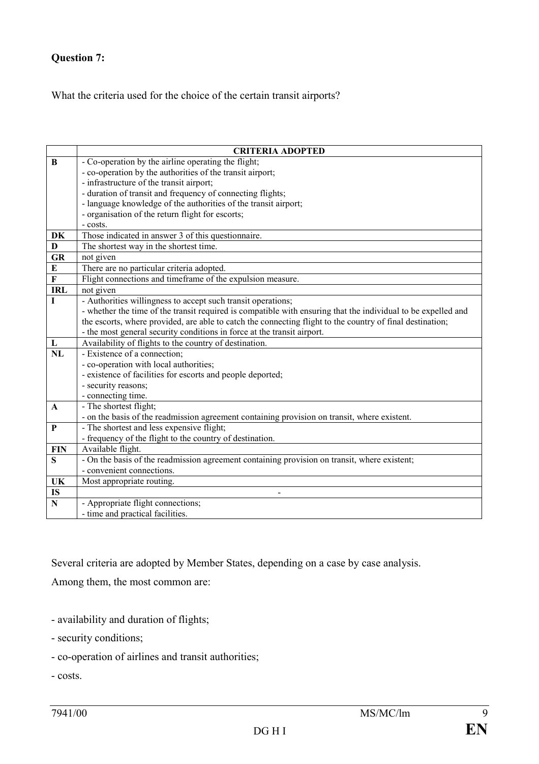**Question 7:**

What the criteria used for the choice of the certain transit airports?

| | CRITERIA ADOPTED |
|---|---|
| B | - Co-operation by the airline operating the flight;<br>- co-operation by the authorities of the transit airport;<br>- infrastructure of the transit airport;<br>- duration of transit and frequency of connecting flights;<br>- language knowledge of the authorities of the transit airport;<br>- organisation of the return flight for escorts;<br>- costs. |
| DK | Those indicated in answer 3 of this questionnaire. |
| D | The shortest way in the shortest time. |
| GR | not given |
| E | There are no particular criteria adopted. |
| F | Flight connections and timeframe of the expulsion measure. |
| IRL | not given |
| I | - Authorities willingness to accept such transit operations;<br>- whether the time of the transit required is compatible with ensuring that the individual to be expelled and the escorts, where provided, are able to catch the connecting flight to the country of final destination;<br>- the most general security conditions in force at the transit airport. |
| L | Availability of flights to the country of destination. |
| NL | - Existence of a connection;<br>- co-operation with local authorities;<br>- existence of facilities for escorts and people deported;<br>- security reasons;<br>- connecting time. |
| A | - The shortest flight;<br>- on the basis of the readmission agreement containing provision on transit, where existent. |
| P | - The shortest and less expensive flight;<br>- frequency of the flight to the country of destination. |
| FIN | Available flight. |
| S | - On the basis of the readmission agreement containing provision on transit, where existent;<br>- convenient connections. |
| UK | Most appropriate routing. |
| IS | - |
| N | - Appropriate flight connections;<br>- time and practical facilities. |

Several criteria are adopted by Member States, depending on a case by case analysis.

Among them, the most common are:

- availability and duration of flights;
- security conditions;
- co-operation of airlines and transit authorities;
- costs.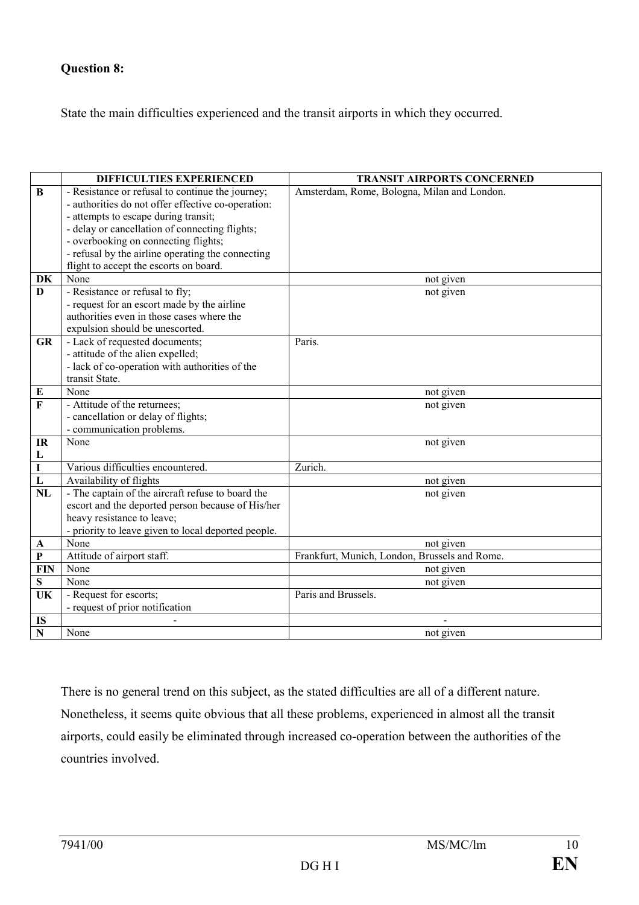**Question 8:**

State the main difficulties experienced and the transit airports in which they occurred.

| | DIFFICULTIES EXPERIENCED | TRANSIT AIRPORTS CONCERNED |
|---|---|---|
| B | - Resistance or refusal to continue the journey;<br>- authorities do not offer effective co-operation:<br>- attempts to escape during transit;<br>- delay or cancellation of connecting flights;<br>- overbooking on connecting flights;<br>- refusal by the airline operating the connecting flight to accept the escorts on board. | Amsterdam, Rome, Bologna, Milan and London. |
| DK | None | not given |
| D | - Resistance or refusal to fly;<br>- request for an escort made by the airline authorities even in those cases where the expulsion should be unescorted. | not given |
| GR | - Lack of requested documents;<br>- attitude of the alien expelled;<br>- lack of co-operation with authorities of the transit State. | Paris. |
| E | None | not given |
| F | - Attitude of the returnees;<br>- cancellation or delay of flights;<br>- communication problems. | not given |
| IRL | None | not given |
| I | Various difficulties encountered. | Zurich. |
| L | Availability of flights | not given |
| NL | - The captain of the aircraft refuse to board the escort and the deported person because of His/her heavy resistance to leave;<br>- priority to leave given to local deported people. | not given |
| A | None | not given |
| P | Attitude of airport staff. | Frankfurt, Munich, London, Brussels and Rome. |
| FIN | None | not given |
| S | None | not given |
| UK | - Request for escorts;<br>- request of prior notification | Paris and Brussels. |
| IS | - | - |
| N | None | not given |

There is no general trend on this subject, as the stated difficulties are all of a different nature. Nonetheless, it seems quite obvious that all these problems, experienced in almost all the transit airports, could easily be eliminated through increased co-operation between the authorities of the countries involved.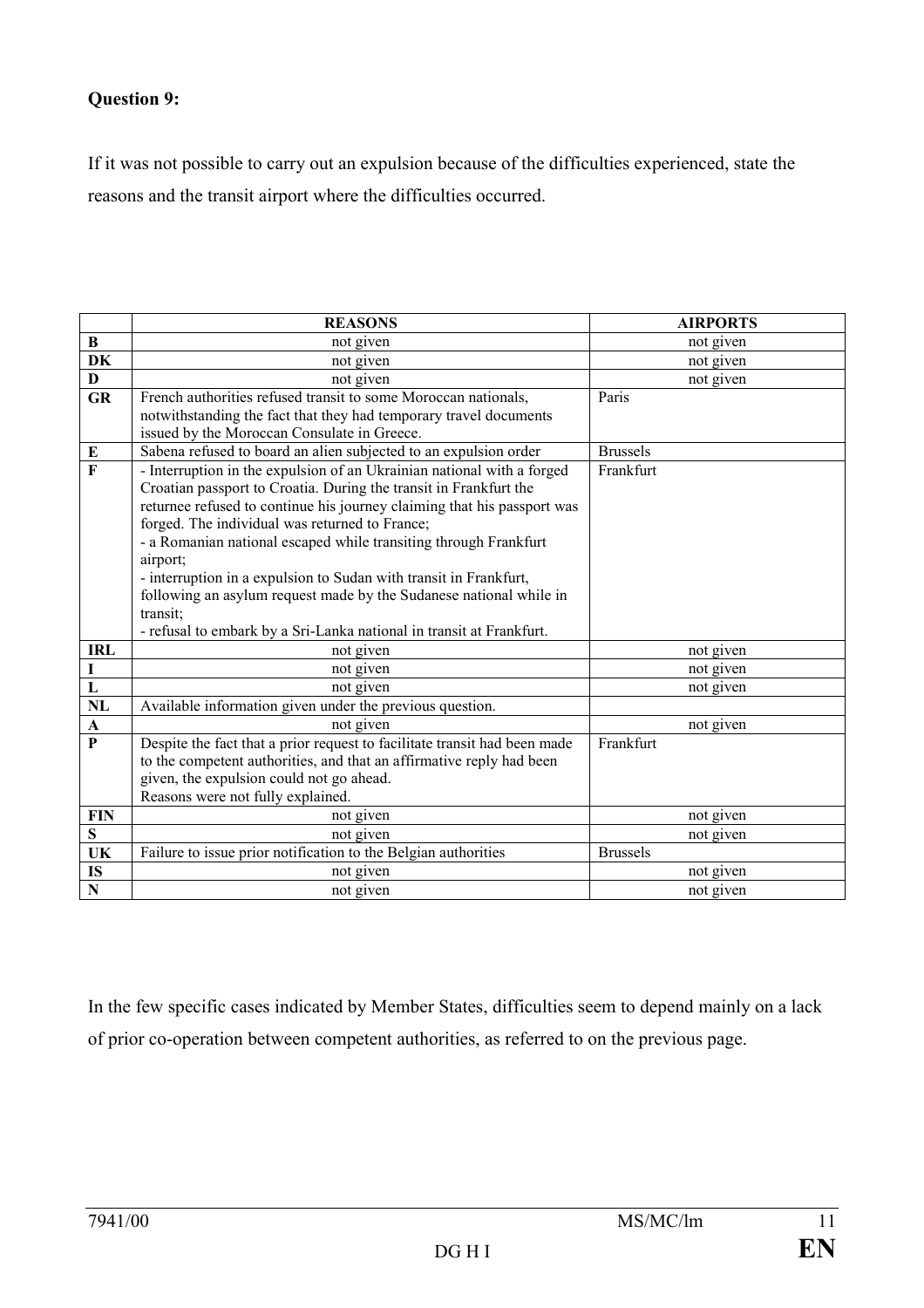**Question 9:**

If it was not possible to carry out an expulsion because of the difficulties experienced, state the reasons and the transit airport where the difficulties occurred.

| | **REASONS** | **AIRPORTS** |
|---|---|---|
| **B** | not given | not given |
| **DK** | not given | not given |
| **D** | not given | not given |
| **GR** | French authorities refused transit to some Moroccan nationals, notwithstanding the fact that they had temporary travel documents issued by the Moroccan Consulate in Greece. | Paris |
| **E** | Sabena refused to board an alien subjected to an expulsion order | Brussels |
| **F** | - Interruption in the expulsion of an Ukrainian national with a forged Croatian passport to Croatia. During the transit in Frankfurt the returnee refused to continue his journey claiming that his passport was forged. The individual was returned to France;<br>- a Romanian national escaped while transiting through Frankfurt airport;<br>- interruption in a expulsion to Sudan with transit in Frankfurt, following an asylum request made by the Sudanese national while in transit;<br>- refusal to embark by a Sri-Lanka national in transit at Frankfurt. | Frankfurt |
| **IRL** | not given | not given |
| **I** | not given | not given |
| **L** | not given | not given |
| **NL** | Available information given under the previous question. | |
| **A** | not given | not given |
| **P** | Despite the fact that a prior request to facilitate transit had been made to the competent authorities, and that an affirmative reply had been given, the expulsion could not go ahead.<br>Reasons were not fully explained. | Frankfurt |
| **FIN** | not given | not given |
| **S** | not given | not given |
| **UK** | Failure to issue prior notification to the Belgian authorities | Brussels |
| **IS** | not given | not given |
| **N** | not given | not given |

In the few specific cases indicated by Member States, difficulties seem to depend mainly on a lack of prior co-operation between competent authorities, as referred to on the previous page.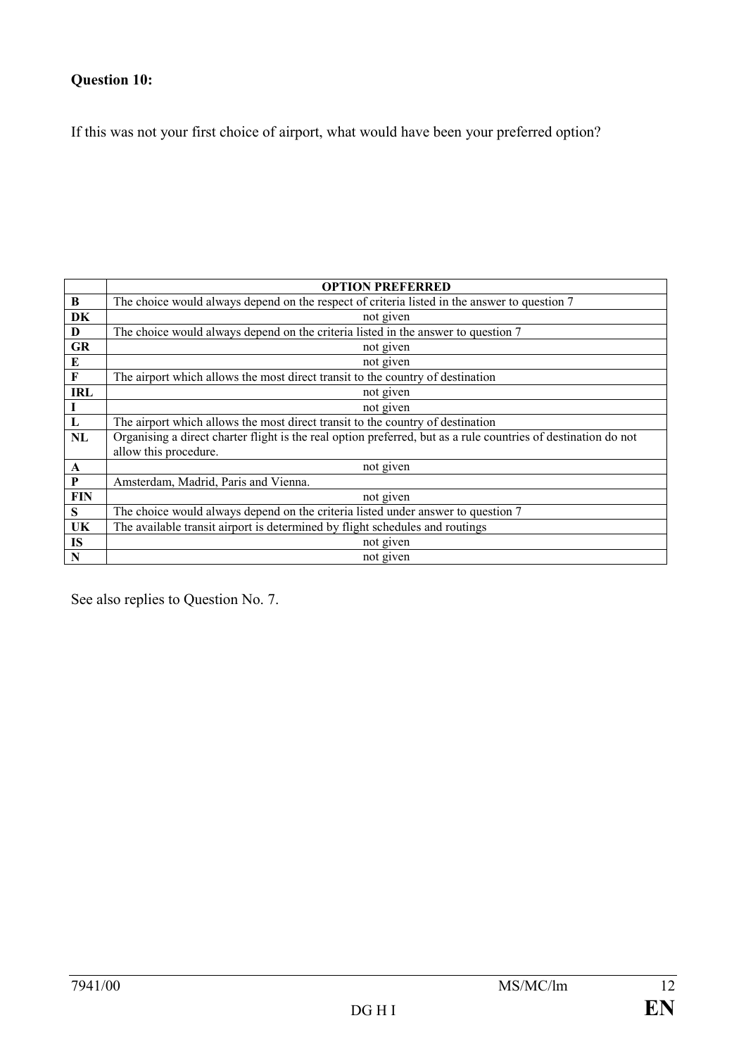**Question 10:**

If this was not your first choice of airport, what would have been your preferred option?

| | OPTION PREFERRED |
|---|---|
| **B** | The choice would always depend on the respect of criteria listed in the answer to question 7 |
| **DK** | not given |
| **D** | The choice would always depend on the criteria listed in the answer to question 7 |
| **GR** | not given |
| **E** | not given |
| **F** | The airport which allows the most direct transit to the country of destination |
| **IRL** | not given |
| **I** | not given |
| **L** | The airport which allows the most direct transit to the country of destination |
| **NL** | Organising a direct charter flight is the real option preferred, but as a rule countries of destination do not allow this procedure. |
| **A** | not given |
| **P** | Amsterdam, Madrid, Paris and Vienna. |
| **FIN** | not given |
| **S** | The choice would always depend on the criteria listed under answer to question 7 |
| **UK** | The available transit airport is determined by flight schedules and routings |
| **IS** | not given |
| **N** | not given |

See also replies to Question No. 7.